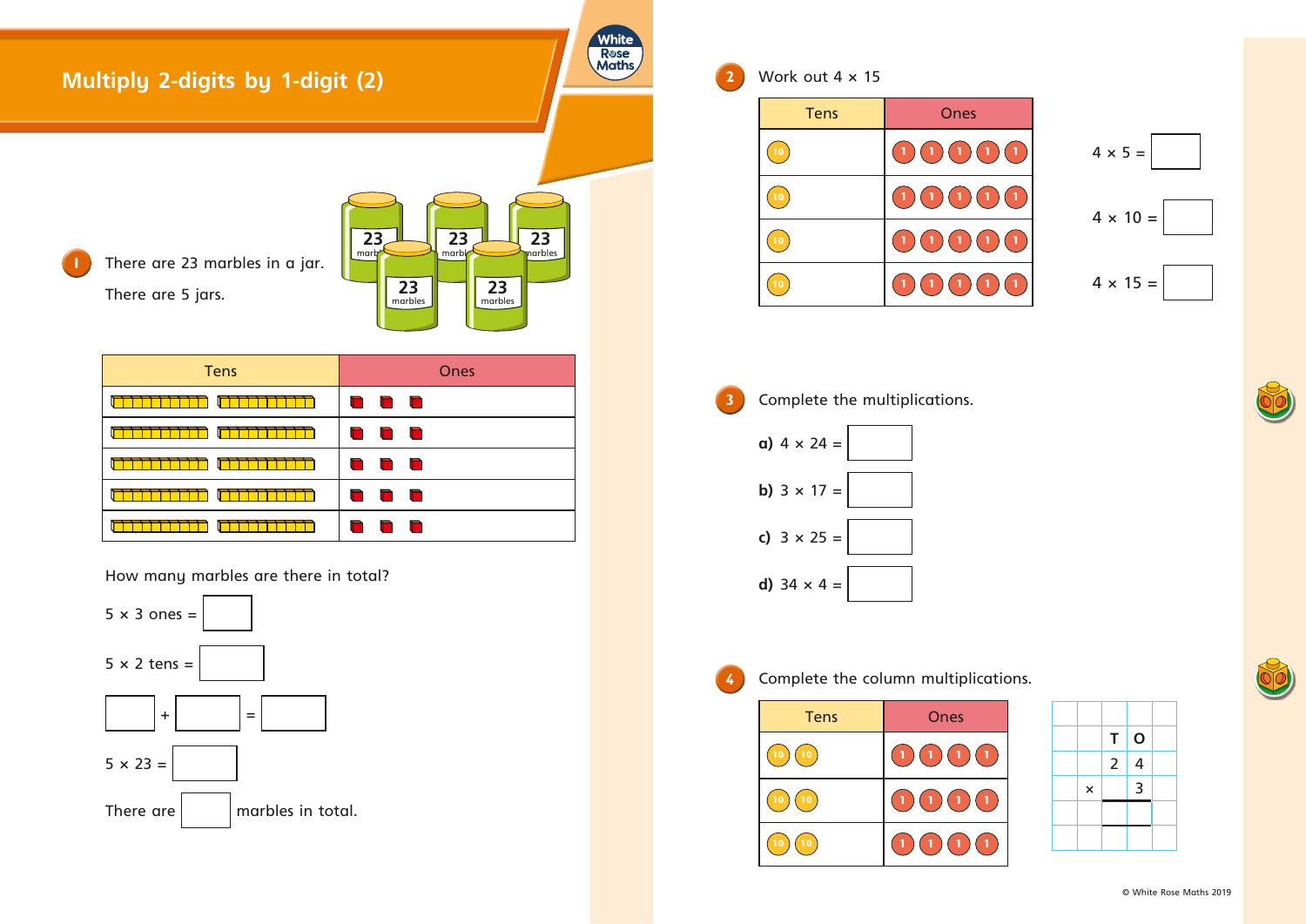# Multiply 2-digits by 1-digit (2)

**1** There are 23 marbles in a jar.

There are 5 jars.

| Tens | Ones |
|---|---|
| 10 10 | 1 1 1 |
| 10 10 | 1 1 1 |
| 10 10 | 1 1 1 |
| 10 10 | 1 1 1 |
| 10 10 | 1 1 1 |

How many marbles are there in total?

5 × 3 ones = ☐

5 × 2 tens = ☐

☐ + ☐ = ☐

5 × 23 = ☐

There are ☐ marbles in total.

**2** Work out 4 × 15

| Tens | Ones |
|---|---|
| 10 | 1 1 1 1 1 |
| 10 | 1 1 1 1 1 |
| 10 | 1 1 1 1 1 |
| 10 | 1 1 1 1 1 |

4 × 5 = ☐

4 × 10 = ☐

4 × 15 = ☐

**3** Complete the multiplications.

**a)** 4 × 24 = ☐

**b)** 3 × 17 = ☐

**c)** 3 × 25 = ☐

**d)** 34 × 4 = ☐

**4** Complete the column multiplications.

| Tens | Ones |
|---|---|
| 10 10 | 1 1 1 1 |
| 10 10 | 1 1 1 1 |
| 10 10 | 1 1 1 1 |

| | T | O |
|---|---|---|
| | 2 | 4 |
| × | | 3 |
| | | |

© White Rose Maths 2019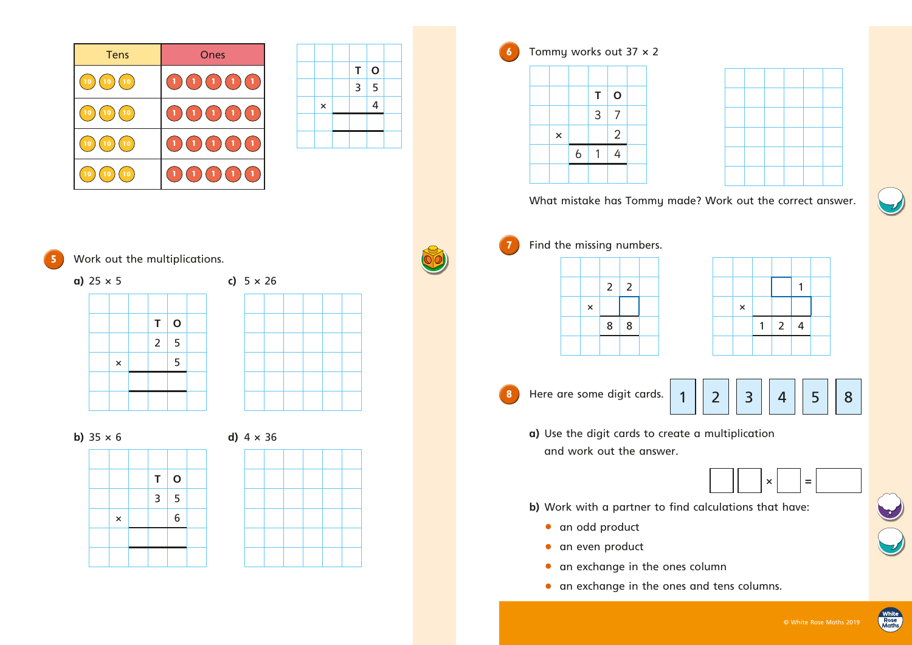| Tens | Ones |
|---|---|
| 10 10 10 | 1 1 1 1 1 |
| 10 10 10 | 1 1 1 1 1 |
| 10 10 10 | 1 1 1 1 1 |
| 10 10 10 | 1 1 1 1 1 |

| | T | O |
|---|---|---|
| | 3 | 5 |
| × | | 4 |
| | | |

5. Work out the multiplications.

a) 25 × 5

| | T | O |
|---|---|---|
| | 2 | 5 |
| × | | 5 |
| | | |

b) 35 × 6

| | T | O |
|---|---|---|
| | 3 | 5 |
| × | | 6 |
| | | |

c) 5 × 26

d) 4 × 36

6. Tommy works out 37 × 2

| | | T | O |
|---|---|---|---|
| | | 3 | 7 |
| × | | | 2 |
| | 6 | 1 | 4 |

What mistake has Tommy made? Work out the correct answer.

7. Find the missing numbers.

| | | |
|---|---|---|
| | 2 | 2 |
| × | | ☐ |
| | 8 | 8 |

| | | | |
|---|---|---|---|
| | | ☐ | 1 |
| × | | | ☐ |
| | 1 | 2 | 4 |

8. Here are some digit cards. 1 2 3 4 5 8

a) Use the digit cards to create a multiplication and work out the answer.

☐☐ × ☐ = ☐

b) Work with a partner to find calculations that have:

- an odd product
- an even product
- an exchange in the ones column
- an exchange in the ones and tens columns.